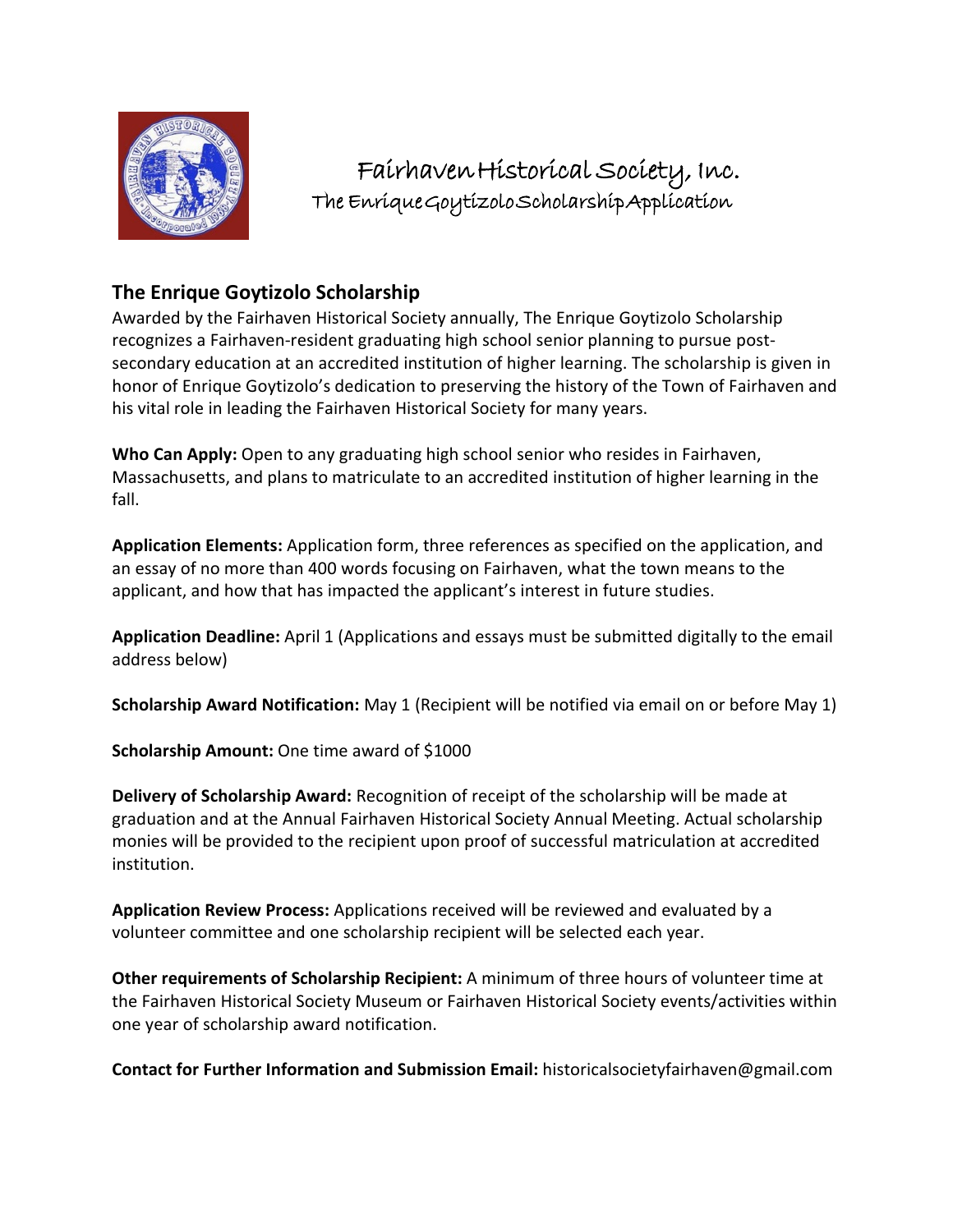# Fairhaven Historical Society, Inc.

The Enrique Goytizolo Scholarship Application

## The Enrique Goytizolo Scholarship

Awarded by the Fairhaven Historical Society annually, The Enrique Goytizolo Scholarship recognizes a Fairhaven-resident graduating high school senior planning to pursue post-secondary education at an accredited institution of higher learning. The scholarship is given in honor of Enrique Goytizolo's dedication to preserving the history of the Town of Fairhaven and his vital role in leading the Fairhaven Historical Society for many years.

**Who Can Apply:** Open to any graduating high school senior who resides in Fairhaven, Massachusetts, and plans to matriculate to an accredited institution of higher learning in the fall.

**Application Elements:** Application form, three references as specified on the application, and an essay of no more than 400 words focusing on Fairhaven, what the town means to the applicant, and how that has impacted the applicant's interest in future studies.

**Application Deadline:** April 1 (Applications and essays must be submitted digitally to the email address below)

**Scholarship Award Notification:** May 1 (Recipient will be notified via email on or before May 1)

**Scholarship Amount:** One time award of $1000

**Delivery of Scholarship Award:** Recognition of receipt of the scholarship will be made at graduation and at the Annual Fairhaven Historical Society Annual Meeting. Actual scholarship monies will be provided to the recipient upon proof of successful matriculation at accredited institution.

**Application Review Process:** Applications received will be reviewed and evaluated by a volunteer committee and one scholarship recipient will be selected each year.

**Other requirements of Scholarship Recipient:** A minimum of three hours of volunteer time at the Fairhaven Historical Society Museum or Fairhaven Historical Society events/activities within one year of scholarship award notification.

**Contact for Further Information and Submission Email:** historicalsocietyfairhaven@gmail.com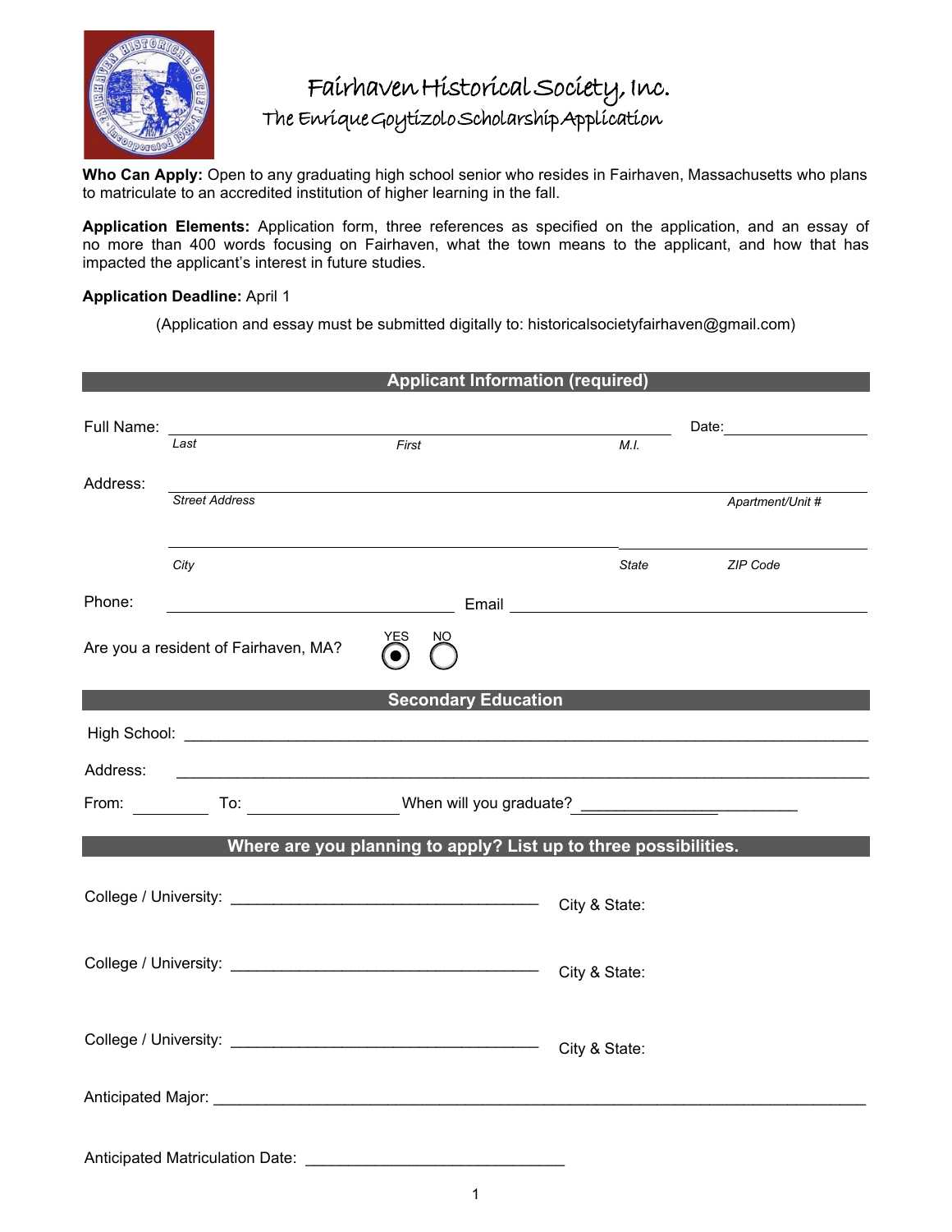# Fairhaven Historical Society, Inc.

## The Enrique Goytizolo Scholarship Application

**Who Can Apply:** Open to any graduating high school senior who resides in Fairhaven, Massachusetts who plans to matriculate to an accredited institution of higher learning in the fall.

**Application Elements:** Application form, three references as specified on the application, and an essay of no more than 400 words focusing on Fairhaven, what the town means to the applicant, and how that has impacted the applicant's interest in future studies.

**Application Deadline:** April 1

(Application and essay must be submitted digitally to: historicalsocietyfairhaven@gmail.com)

## Applicant Information (required)

Full Name: ____________________________________________ Date: ______________

*Last* *First* *M.I.*

Address: ______________________________________________________________

*Street Address* *Apartment/Unit #*

______________________________________________________________

*City* *State* *ZIP Code*

Phone: ________________________ Email ________________________________

Are you a resident of Fairhaven, MA? YES ◉ NO ○

## Secondary Education

High School: ______________________________________________________________

Address: ______________________________________________________________

From: ________ To: ____________ When will you graduate? ____________________

## Where are you planning to apply? List up to three possibilities.

College / University: ______________________________ City & State:

College / University: ______________________________ City & State:

College / University: ______________________________ City & State:

Anticipated Major: ______________________________________________________________

Anticipated Matriculation Date: ______________________________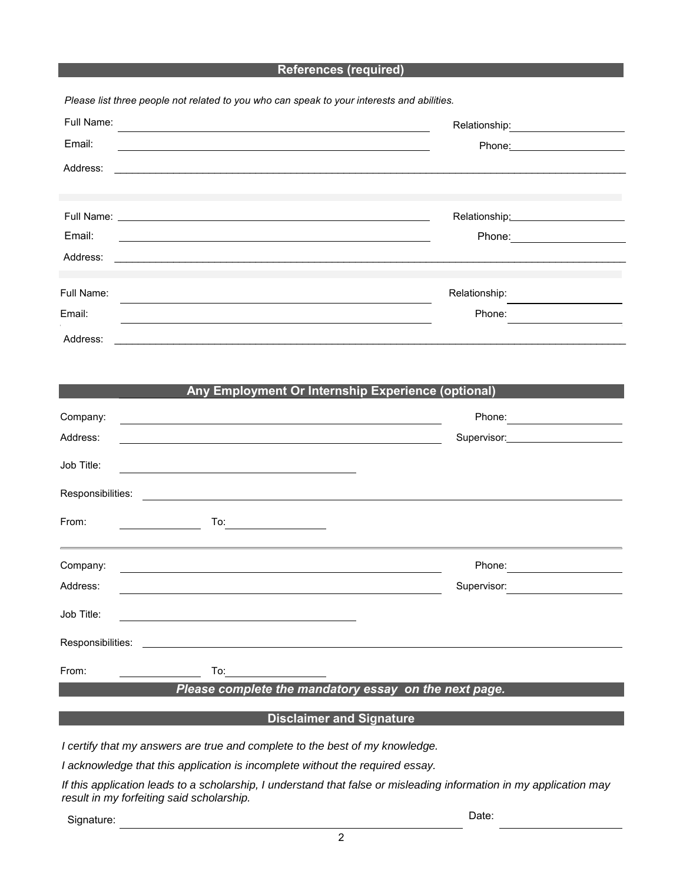## References (required)

*Please list three people not related to you who can speak to your interests and abilities.*

Full Name: ______________________________ Relationship: ______________

Email: ______________________________ Phone: ______________

Address: ______________________________________________________________

Full Name: ______________________________ Relationship: ______________

Email: ______________________________ Phone: ______________

Address: ______________________________________________________________

Full Name: ______________________________ Relationship: ______________

Email: ______________________________ Phone: ______________

Address: ______________________________________________________________

## Any Employment Or Internship Experience (optional)

Company: ______________________________ Phone: ______________

Address: ______________________________ Supervisor: ______________

Job Title: ______________________________

Responsibilities: ______________________________________________________________

From: ______________ To: ______________

Company: ______________________________ Phone: ______________

Address: ______________________________ Supervisor: ______________

Job Title: ______________________________

Responsibilities: ______________________________________________________________

From: ______________ To: ______________

***Please complete the mandatory essay on the next page.***

## Disclaimer and Signature

*I certify that my answers are true and complete to the best of my knowledge.*

*I acknowledge that this application is incomplete without the required essay.*

*If this application leads to a scholarship, I understand that false or misleading information in my application may result in my forfeiting said scholarship.*

Signature: ______________________________ Date: ______________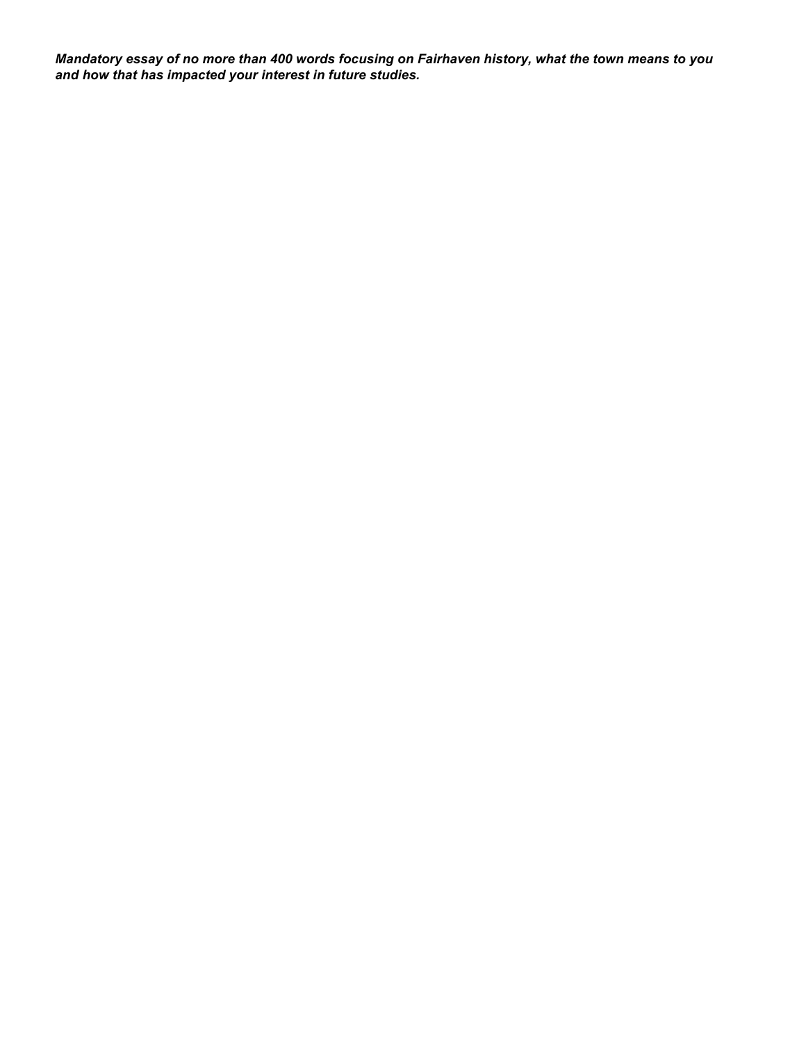***Mandatory essay of no more than 400 words focusing on Fairhaven history, what the town means to you and how that has impacted your interest in future studies.***